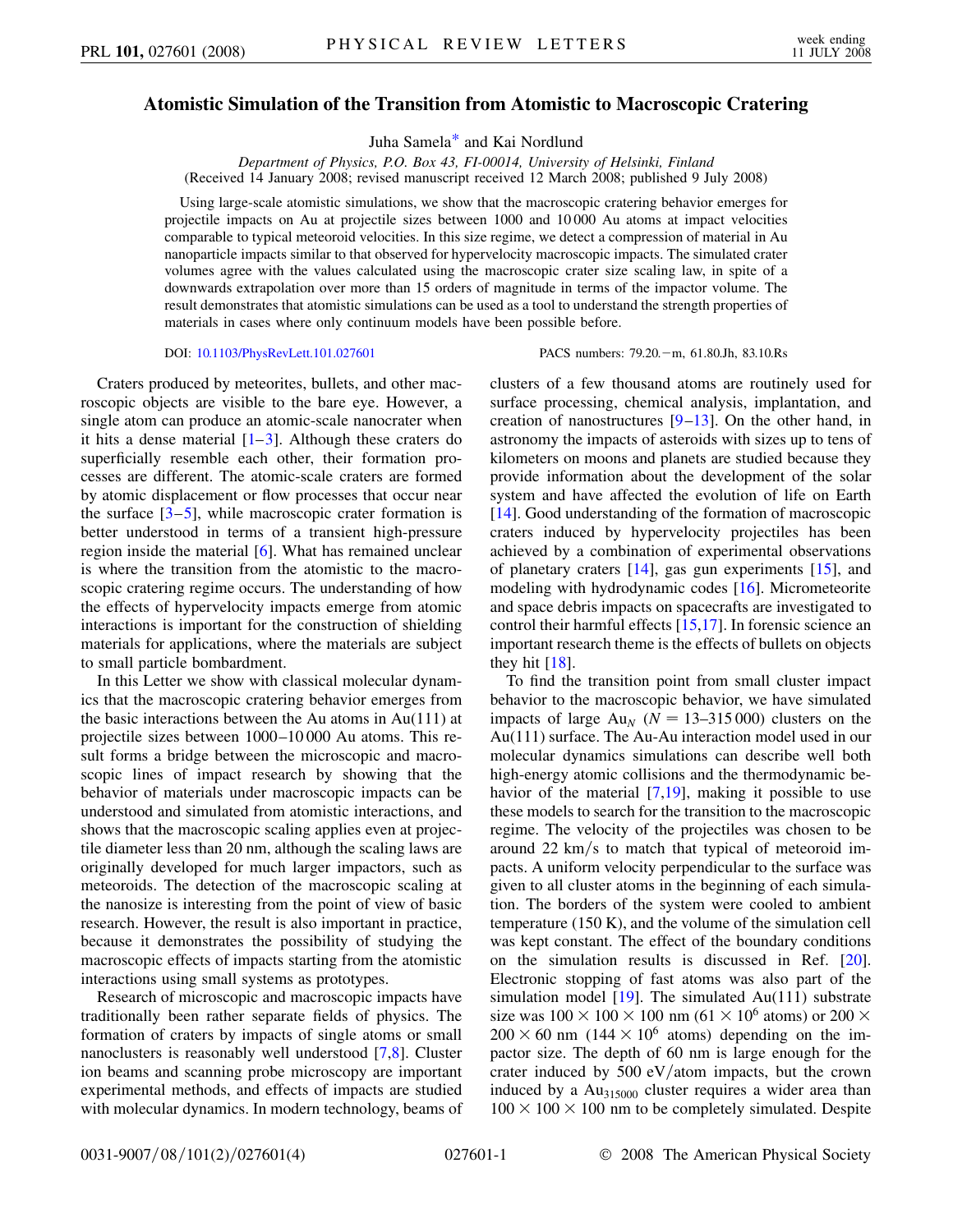# Atomistic Simulation of the Transition from Atomistic to Macroscopic Cratering

Juha Samela[*] and Kai Nordlund

*Department of Physics, P.O. Box 43, FI-00014, University of Helsinki, Finland*
(Received 14 January 2008; revised manuscript received 12 March 2008; published 9 July 2008)

Using large-scale atomistic simulations, we show that the macroscopic cratering behavior emerges for projectile impacts on Au at projectile sizes between 1000 and 10 000 Au atoms at impact velocities comparable to typical meteoroid velocities. In this size regime, we detect a compression of material in Au nanoparticle impacts similar to that observed for hypervelocity macroscopic impacts. The simulated crater volumes agree with the values calculated using the macroscopic crater size scaling law, in spite of a downwards extrapolation over more than 15 orders of magnitude in terms of the impactor volume. The result demonstrates that atomistic simulations can be used as a tool to understand the strength properties of materials in cases where only continuum models have been possible before.

DOI: 10.1103/PhysRevLett.101.027601

PACS numbers: 79.20.−m, 61.80.Jh, 83.10.Rs

Craters produced by meteorites, bullets, and other macroscopic objects are visible to the bare eye. However, a single atom can produce an atomic-scale nanocrater when it hits a dense material [1–3]. Although these craters do superficially resemble each other, their formation processes are different. The atomic-scale craters are formed by atomic displacement or flow processes that occur near the surface [3–5], while macroscopic crater formation is better understood in terms of a transient high-pressure region inside the material [6]. What has remained unclear is where the transition from the atomistic to the macroscopic cratering regime occurs. The understanding of how the effects of hypervelocity impacts emerge from atomic interactions is important for the construction of shielding materials for applications, where the materials are subject to small particle bombardment.

In this Letter we show with classical molecular dynamics that the macroscopic cratering behavior emerges from the basic interactions between the Au atoms in Au(111) at projectile sizes between 1000–10 000 Au atoms. This result forms a bridge between the microscopic and macroscopic lines of impact research by showing that the behavior of materials under macroscopic impacts can be understood and simulated from atomistic interactions, and shows that the macroscopic scaling applies even at projectile diameter less than 20 nm, although the scaling laws are originally developed for much larger impactors, such as meteoroids. The detection of the macroscopic scaling at the nanosize is interesting from the point of view of basic research. However, the result is also important in practice, because it demonstrates the possibility of studying the macroscopic effects of impacts starting from the atomistic interactions using small systems as prototypes.

Research of microscopic and macroscopic impacts have traditionally been rather separate fields of physics. The formation of craters by impacts of single atoms or small nanoclusters is reasonably well understood [7,8]. Cluster ion beams and scanning probe microscopy are important experimental methods, and effects of impacts are studied with molecular dynamics. In modern technology, beams of clusters of a few thousand atoms are routinely used for surface processing, chemical analysis, implantation, and creation of nanostructures [9–13]. On the other hand, in astronomy the impacts of asteroids with sizes up to tens of kilometers on moons and planets are studied because they provide information about the development of the solar system and have affected the evolution of life on Earth [14]. Good understanding of the formation of macroscopic craters induced by hypervelocity projectiles has been achieved by a combination of experimental observations of planetary craters [14], gas gun experiments [15], and modeling with hydrodynamic codes [16]. Micrometeorite and space debris impacts on spacecrafts are investigated to control their harmful effects [15,17]. In forensic science an important research theme is the effects of bullets on objects they hit [18].

To find the transition point from small cluster impact behavior to the macroscopic behavior, we have simulated impacts of large $Au_N$ ($N = 13$–$315\,000$) clusters on the Au(111) surface. The Au-Au interaction model used in our molecular dynamics simulations can describe well both high-energy atomic collisions and the thermodynamic behavior of the material [7,19], making it possible to use these models to search for the transition to the macroscopic regime. The velocity of the projectiles was chosen to be around 22 km/s to match that typical of meteoroid impacts. A uniform velocity perpendicular to the surface was given to all cluster atoms in the beginning of each simulation. The borders of the system were cooled to ambient temperature (150 K), and the volume of the simulation cell was kept constant. The effect of the boundary conditions on the simulation results is discussed in Ref. [20]. Electronic stopping of fast atoms was also part of the simulation model [19]. The simulated Au(111) substrate size was $100 \times 100 \times 100$ nm ($61 \times 10^6$ atoms) or $200 \times 200 \times 60$ nm ($144 \times 10^6$ atoms) depending on the impactor size. The depth of 60 nm is large enough for the crater induced by 500 eV/atom impacts, but the crown induced by a $Au_{315000}$ cluster requires a wider area than $100 \times 100 \times 100$ nm to be completely simulated. Despite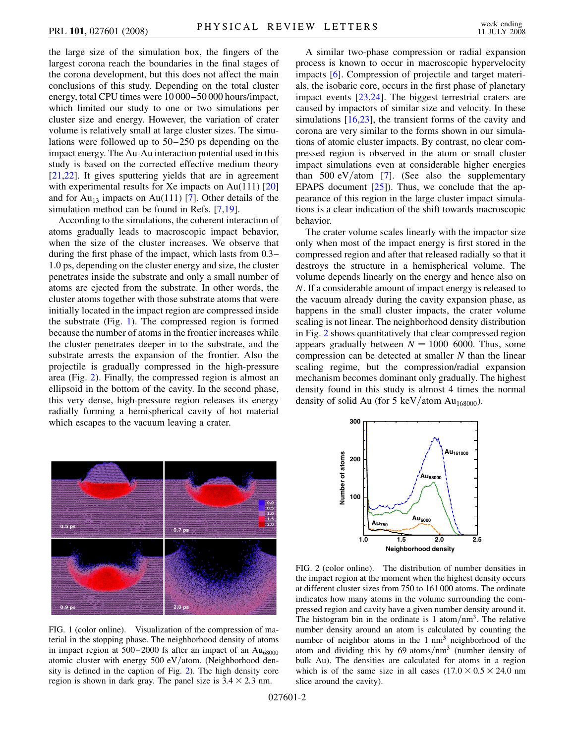the large size of the simulation box, the fingers of the largest corona reach the boundaries in the final stages of the corona development, but this does not affect the main conclusions of this study. Depending on the total cluster energy, total CPU times were 10 000–50 000 hours/impact, which limited our study to one or two simulations per cluster size and energy. However, the variation of crater volume is relatively small at large cluster sizes. The simulations were followed up to 50–250 ps depending on the impact energy. The Au-Au interaction potential used in this study is based on the corrected effective medium theory [21,22]. It gives sputtering yields that are in agreement with experimental results for Xe impacts on Au(111) [20] and for $Au_{13}$ impacts on Au(111) [7]. Other details of the simulation method can be found in Refs. [7,19].

According to the simulations, the coherent interaction of atoms gradually leads to macroscopic impact behavior, when the size of the cluster increases. We observe that during the first phase of the impact, which lasts from 0.3–1.0 ps, depending on the cluster energy and size, the cluster penetrates inside the substrate and only a small number of atoms are ejected from the substrate. In other words, the cluster atoms together with those substrate atoms that were initially located in the impact region are compressed inside the substrate (Fig. 1). The compressed region is formed because the number of atoms in the frontier increases while the cluster penetrates deeper in to the substrate, and the substrate arrests the expansion of the frontier. Also the projectile is gradually compressed in the high-pressure area (Fig. 2). Finally, the compressed region is almost an ellipsoid in the bottom of the cavity. In the second phase, this very dense, high-pressure region releases its energy radially forming a hemispherical cavity of hot material which escapes to the vacuum leaving a crater.

FIG. 1 (color online). Visualization of the compression of material in the stopping phase. The neighborhood density of atoms in impact region at 500–2000 fs after an impact of an $Au_{68000}$ atomic cluster with energy 500 eV/atom. (Neighborhood density is defined in the caption of Fig. 2). The high density core region is shown in dark gray. The panel size is $3.4 \times 2.3$ nm.

A similar two-phase compression or radial expansion process is known to occur in macroscopic hypervelocity impacts [6]. Compression of projectile and target materials, the isobaric core, occurs in the first phase of planetary impact events [23,24]. The biggest terrestrial craters are caused by impactors of similar size and velocity. In these simulations [16,23], the transient forms of the cavity and corona are very similar to the forms shown in our simulations of atomic cluster impacts. By contrast, no clear compressed region is observed in the atom or small cluster impact simulations even at considerable higher energies than 500 eV/atom [7]. (See also the supplementary EPAPS document [25]). Thus, we conclude that the appearance of this region in the large cluster impact simulations is a clear indication of the shift towards macroscopic behavior.

The crater volume scales linearly with the impactor size only when most of the impact energy is first stored in the compressed region and after that released radially so that it destroys the structure in a hemispherical volume. The volume depends linearly on the energy and hence also on $N$. If a considerable amount of impact energy is released to the vacuum already during the cavity expansion phase, as happens in the small cluster impacts, the crater volume scaling is not linear. The neighborhood density distribution in Fig. 2 shows quantitatively that clear compressed region appears gradually between $N = 1000$–$6000$. Thus, some compression can be detected at smaller $N$ than the linear scaling regime, but the compression/radial expansion mechanism becomes dominant only gradually. The highest density found in this study is almost 4 times the normal density of solid Au (for 5 keV/atom $Au_{168000}$).

FIG. 2 (color online). The distribution of number densities in the impact region at the moment when the highest density occurs at different cluster sizes from 750 to 161 000 atoms. The ordinate indicates how many atoms in the volume surrounding the compressed region and cavity have a given number density around it. The histogram bin in the ordinate is 1 atom/nm$^3$. The relative number density around an atom is calculated by counting the number of neighbor atoms in the 1 nm$^3$ neighborhood of the atom and dividing this by 69 atoms/nm$^3$ (number density of bulk Au). The densities are calculated for atoms in a region which is of the same size in all cases ($17.0 \times 0.5 \times 24.0$ nm slice around the cavity).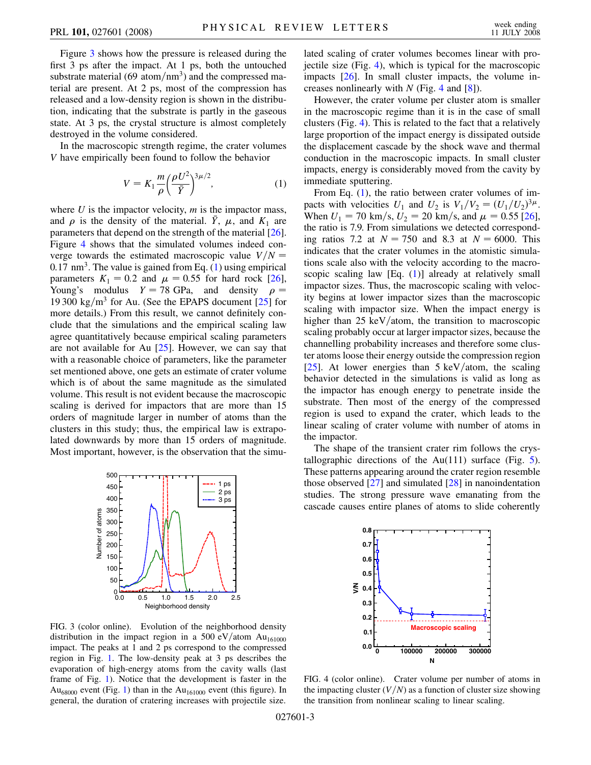Figure 3 shows how the pressure is released during the first 3 ps after the impact. At 1 ps, both the untouched substrate material (69 atom/nm$^3$) and the compressed material are present. At 2 ps, most of the compression has released and a low-density region is shown in the distribution, indicating that the substrate is partly in the gaseous state. At 3 ps, the crystal structure is almost completely destroyed in the volume considered.

In the macroscopic strength regime, the crater volumes $V$ have empirically been found to follow the behavior

$$V = K_1 \frac{m}{\rho}\left(\frac{\rho U^2}{\bar{Y}}\right)^{3\mu/2}, \tag{1}$$

where $U$ is the impactor velocity, $m$ is the impactor mass, and $\rho$ is the density of the material. $\bar{Y}$, $\mu$, and $K_1$ are parameters that depend on the strength of the material [26]. Figure 4 shows that the simulated volumes indeed converge towards the estimated macroscopic value $V/N = 0.17$ nm$^3$. The value is gained from Eq. (1) using empirical parameters $K_1 = 0.2$ and $\mu = 0.55$ for hard rock [26], Young's modulus $Y = 78$ GPa, and density $\rho = 19\,300$ kg/m$^3$ for Au. (See the EPAPS document [25] for more details.) From this result, we cannot definitely conclude that the simulations and the empirical scaling law agree quantitatively because empirical scaling parameters are not available for Au [25]. However, we can say that with a reasonable choice of parameters, like the parameter set mentioned above, one gets an estimate of crater volume which is of about the same magnitude as the simulated volume. This result is not evident because the macroscopic scaling is derived for impactors that are more than 15 orders of magnitude larger in number of atoms than the clusters in this study; thus, the empirical law is extrapolated downwards by more than 15 orders of magnitude. Most important, however, is the observation that the simulated scaling of crater volumes becomes linear with projectile size (Fig. 4), which is typical for the macroscopic impacts [26]. In small cluster impacts, the volume increases nonlinearly with $N$ (Fig. 4 and [8]).

FIG. 3 (color online). Evolution of the neighborhood density distribution in the impact region in a 500 eV/atom $Au_{161000}$ impact. The peaks at 1 and 2 ps correspond to the compressed region in Fig. 1. The low-density peak at 3 ps describes the evaporation of high-energy atoms from the cavity walls (last frame of Fig. 1). Notice that the development is faster in the $Au_{68000}$ event (Fig. 1) than in the $Au_{161000}$ event (this figure). In general, the duration of cratering increases with projectile size.

However, the crater volume per cluster atom is smaller in the macroscopic regime than it is in the case of small clusters (Fig. 4). This is related to the fact that a relatively large proportion of the impact energy is dissipated outside the displacement cascade by the shock wave and thermal conduction in the macroscopic impacts. In small cluster impacts, energy is considerably moved from the cavity by immediate sputtering.

From Eq. (1), the ratio between crater volumes of impacts with velocities $U_1$ and $U_2$ is $V_1/V_2 = (U_1/U_2)^{3\mu}$. When $U_1 = 70$ km/s, $U_2 = 20$ km/s, and $\mu = 0.55$ [26], the ratio is 7.9. From simulations we detected corresponding ratios 7.2 at $N = 750$ and 8.3 at $N = 6000$. This indicates that the crater volumes in the atomistic simulations scale also with the velocity according to the macroscopic scaling law [Eq. (1)] already at relatively small impactor sizes. Thus, the macroscopic scaling with velocity begins at lower impactor sizes than the macroscopic scaling with impactor size. When the impact energy is higher than 25 keV/atom, the transition to macroscopic scaling probably occur at larger impactor sizes, because the channelling probability increases and therefore some cluster atoms loose their energy outside the compression region [25]. At lower energies than 5 keV/atom, the scaling behavior detected in the simulations is valid as long as the impactor has enough energy to penetrate inside the substrate. Then most of the energy of the compressed region is used to expand the crater, which leads to the linear scaling of crater volume with number of atoms in the impactor.

The shape of the transient crater rim follows the crystallographic directions of the Au(111) surface (Fig. 5). These patterns appearing around the crater region resemble those observed [27] and simulated [28] in nanoindentation studies. The strong pressure wave emanating from the cascade causes entire planes of atoms to slide coherently

FIG. 4 (color online). Crater volume per number of atoms in the impacting cluster ($V/N$) as a function of cluster size showing the transition from nonlinear scaling to linear scaling.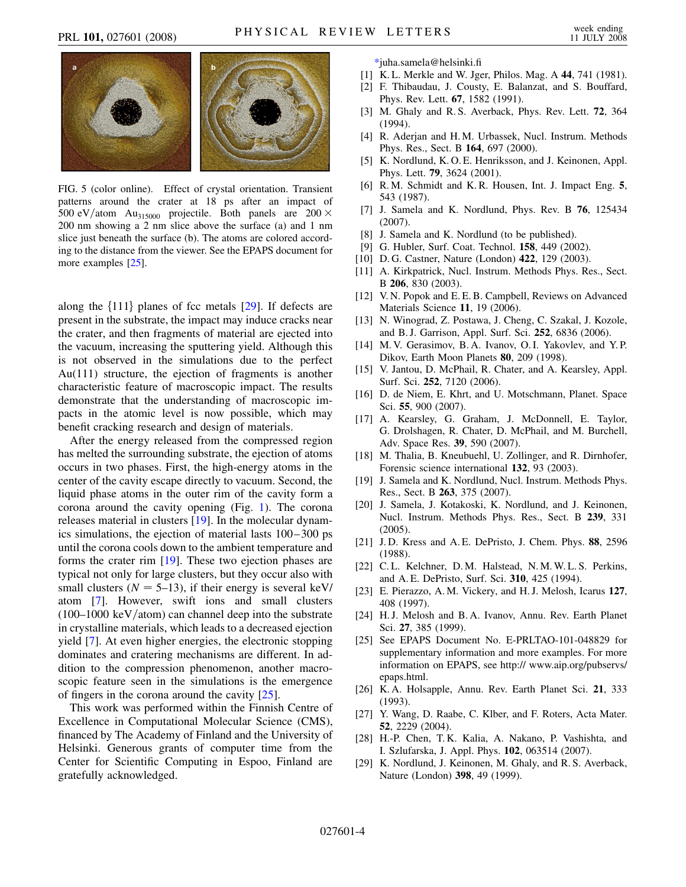FIG. 5 (color online). Effect of crystal orientation. Transient patterns around the crater at 18 ps after an impact of 500 eV/atom $Au_{315000}$ projectile. Both panels are $200 \times 200$ nm showing a 2 nm slice above the surface (a) and 1 nm slice just beneath the surface (b). The atoms are colored according to the distance from the viewer. See the EPAPS document for more examples [25].

along the {111} planes of fcc metals [29]. If defects are present in the substrate, the impact may induce cracks near the crater, and then fragments of material are ejected into the vacuum, increasing the sputtering yield. Although this is not observed in the simulations due to the perfect Au(111) structure, the ejection of fragments is another characteristic feature of macroscopic impact. The results demonstrate that the understanding of macroscopic impacts in the atomic level is now possible, which may benefit cracking research and design of materials.

After the energy released from the compressed region has melted the surrounding substrate, the ejection of atoms occurs in two phases. First, the high-energy atoms in the center of the cavity escape directly to vacuum. Second, the liquid phase atoms in the outer rim of the cavity form a corona around the cavity opening (Fig. 1). The corona releases material in clusters [19]. In the molecular dynamics simulations, the ejection of material lasts 100–300 ps until the corona cools down to the ambient temperature and forms the crater rim [19]. These two ejection phases are typical not only for large clusters, but they occur also with small clusters ($N = 5$–13), if their energy is several keV/atom [7]. However, swift ions and small clusters (100–1000 keV/atom) can channel deep into the substrate in crystalline materials, which leads to a decreased ejection yield [7]. At even higher energies, the electronic stopping dominates and cratering mechanisms are different. In addition to the compression phenomenon, another macroscopic feature seen in the simulations is the emergence of fingers in the corona around the cavity [25].

This work was performed within the Finnish Centre of Excellence in Computational Molecular Science (CMS), financed by The Academy of Finland and the University of Helsinki. Generous grants of computer time from the Center for Scientific Computing in Espoo, Finland are gratefully acknowledged.

*juha.samela@helsinki.fi

[1] K. L. Merkle and W. Jger, Philos. Mag. A **44**, 741 (1981).
[2] F. Thibaudau, J. Cousty, E. Balanzat, and S. Bouffard, Phys. Rev. Lett. **67**, 1582 (1991).
[3] M. Ghaly and R. S. Averback, Phys. Rev. Lett. **72**, 364 (1994).
[4] R. Aderjan and H. M. Urbassek, Nucl. Instrum. Methods Phys. Res., Sect. B **164**, 697 (2000).
[5] K. Nordlund, K. O. E. Henriksson, and J. Keinonen, Appl. Phys. Lett. **79**, 3624 (2001).
[6] R. M. Schmidt and K. R. Housen, Int. J. Impact Eng. **5**, 543 (1987).
[7] J. Samela and K. Nordlund, Phys. Rev. B **76**, 125434 (2007).
[8] J. Samela and K. Nordlund (to be published).
[9] G. Hubler, Surf. Coat. Technol. **158**, 449 (2002).
[10] D. G. Castner, Nature (London) **422**, 129 (2003).
[11] A. Kirkpatrick, Nucl. Instrum. Methods Phys. Res., Sect. B **206**, 830 (2003).
[12] V. N. Popok and E. E. B. Campbell, Reviews on Advanced Materials Science **11**, 19 (2006).
[13] N. Winograd, Z. Postawa, J. Cheng, C. Szakal, J. Kozole, and B. J. Garrison, Appl. Surf. Sci. **252**, 6836 (2006).
[14] M. V. Gerasimov, B. A. Ivanov, O. I. Yakovlev, and Y. P. Dikov, Earth Moon Planets **80**, 209 (1998).
[15] V. Jantou, D. McPhail, R. Chater, and A. Kearsley, Appl. Surf. Sci. **252**, 7120 (2006).
[16] D. de Niem, E. Khrt, and U. Motschmann, Planet. Space Sci. **55**, 900 (2007).
[17] A. Kearsley, G. Graham, J. McDonnell, E. Taylor, G. Drolshagen, R. Chater, D. McPhail, and M. Burchell, Adv. Space Res. **39**, 590 (2007).
[18] M. Thalia, B. Kneubuehl, U. Zollinger, and R. Dirnhofer, Forensic science international **132**, 93 (2003).
[19] J. Samela and K. Nordlund, Nucl. Instrum. Methods Phys. Res., Sect. B **263**, 375 (2007).
[20] J. Samela, J. Kotakoski, K. Nordlund, and J. Keinonen, Nucl. Instrum. Methods Phys. Res., Sect. B **239**, 331 (2005).
[21] J. D. Kress and A. E. DePristo, J. Chem. Phys. **88**, 2596 (1988).
[22] C. L. Kelchner, D. M. Halstead, N. M. W. L. S. Perkins, and A. E. DePristo, Surf. Sci. **310**, 425 (1994).
[23] E. Pierazzo, A. M. Vickery, and H. J. Melosh, Icarus **127**, 408 (1997).
[24] H. J. Melosh and B. A. Ivanov, Annu. Rev. Earth Planet Sci. **27**, 385 (1999).
[25] See EPAPS Document No. E-PRLTAO-101-048829 for supplementary information and more examples. For more information on EPAPS, see http:// www.aip.org/pubservs/epaps.html.
[26] K. A. Holsapple, Annu. Rev. Earth Planet Sci. **21**, 333 (1993).
[27] Y. Wang, D. Raabe, C. Klber, and F. Roters, Acta Mater. **52**, 2229 (2004).
[28] H.-P. Chen, T. K. Kalia, A. Nakano, P. Vashishta, and I. Szlufarska, J. Appl. Phys. **102**, 063514 (2007).
[29] K. Nordlund, J. Keinonen, M. Ghaly, and R. S. Averback, Nature (London) **398**, 49 (1999).